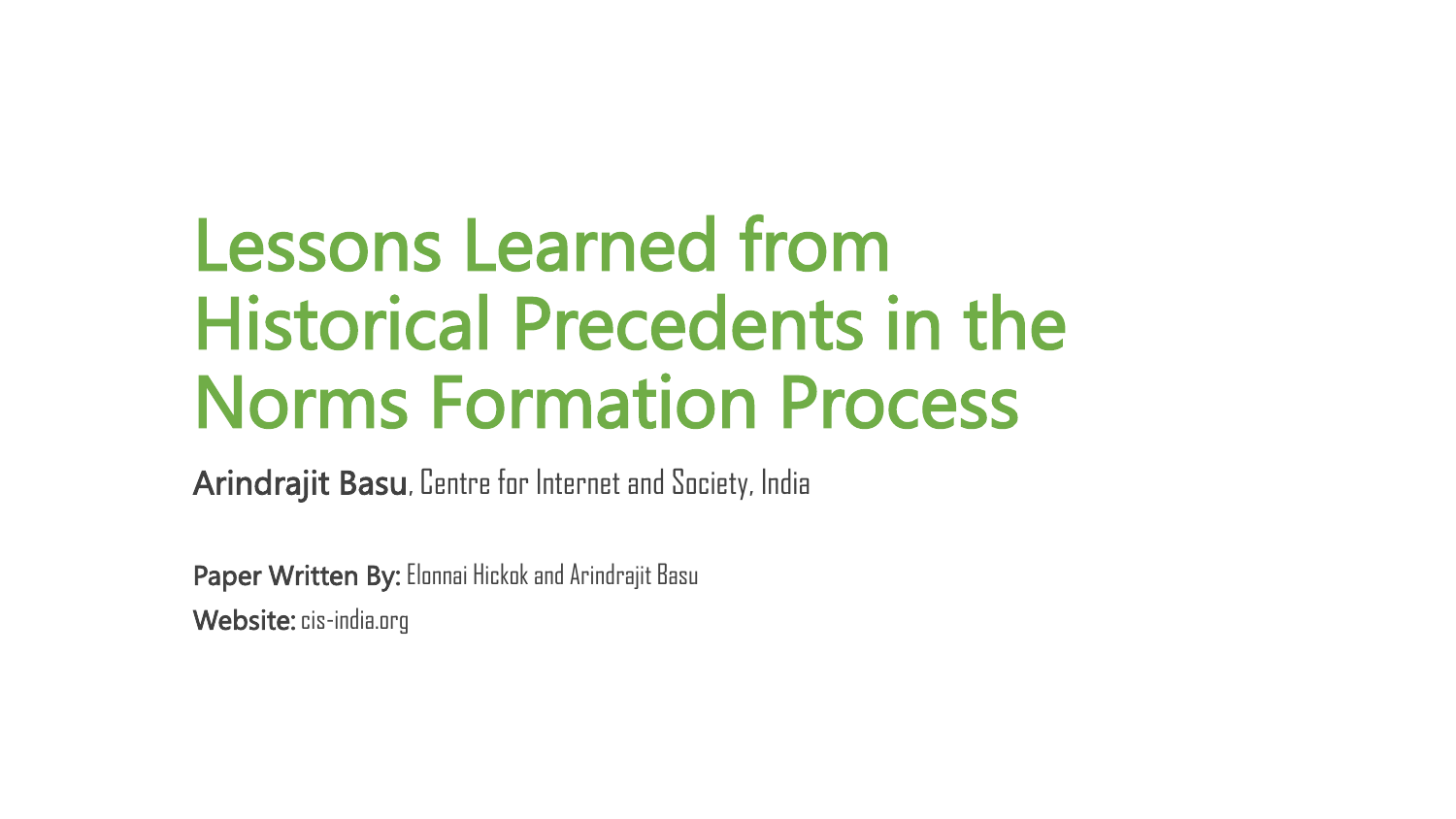# Lessons Learned from Historical Precedents in the Norms Formation Process

**Arindrajit Basu**, Centre for Internet and Society, India

**Paper Written By:** Elonnai Hickok and Arindrajit Basu

**Website:** cis-india.org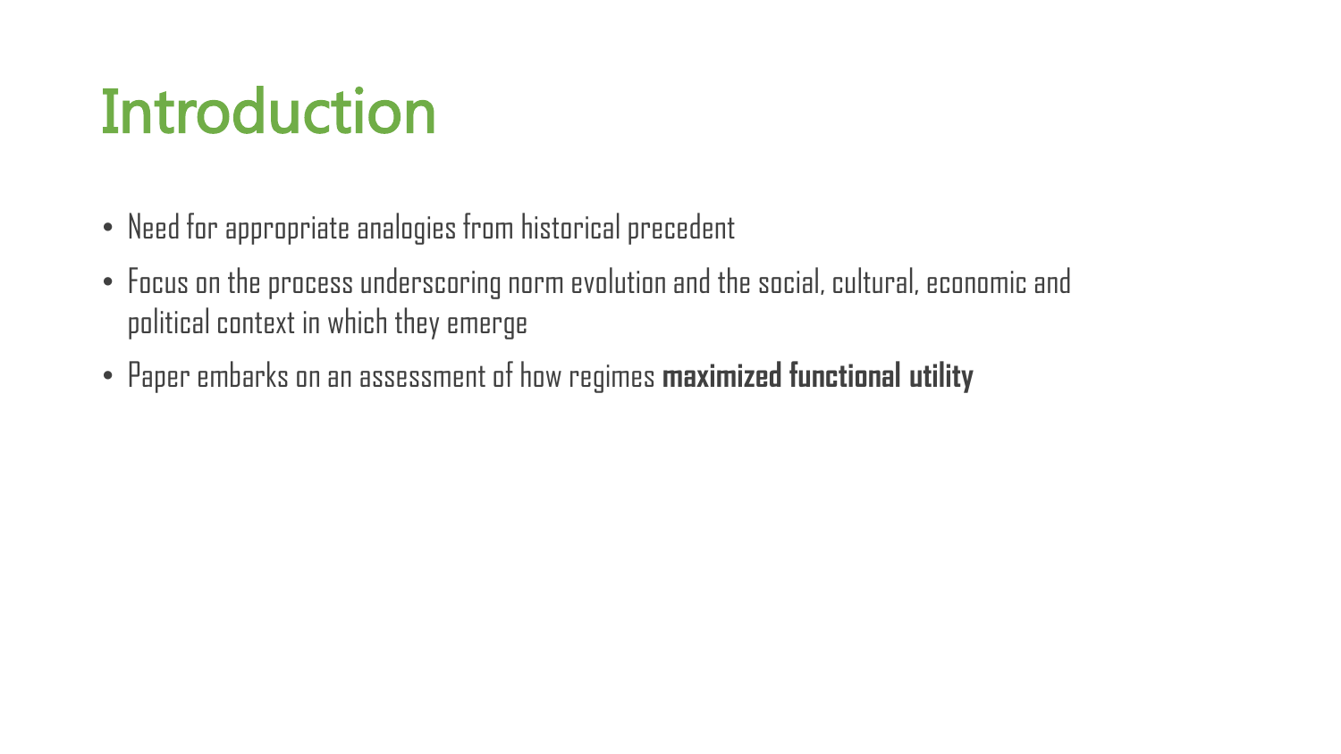# Introduction

- Need for appropriate analogies from historical precedent
- Focus on the process underscoring norm evolution and the social, cultural, economic and political context in which they emerge
- Paper embarks on an assessment of how regimes **maximized functional utility**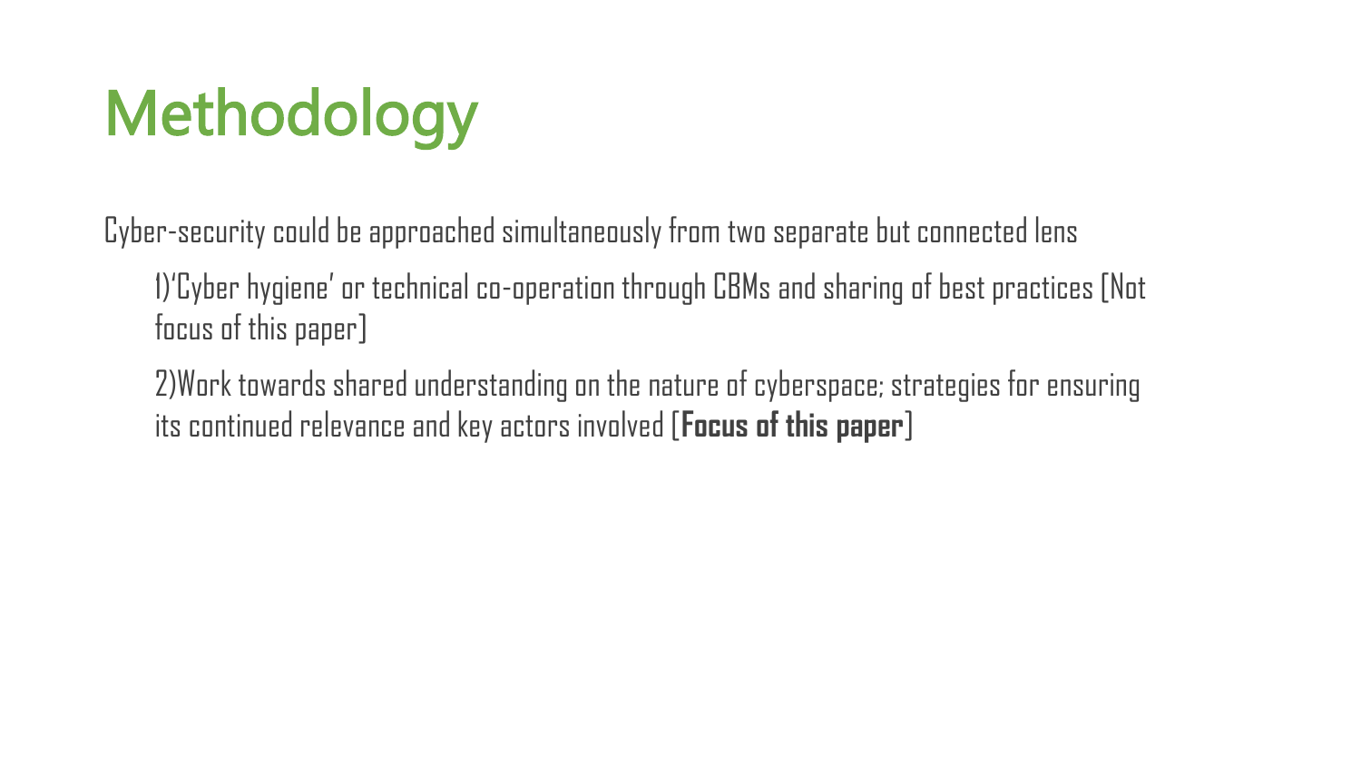# Methodology

Cyber-security could be approached simultaneously from two separate but connected lens

1)'Cyber hygiene' or technical co-operation through CBMs and sharing of best practices [Not focus of this paper]

2)Work towards shared understanding on the nature of cyberspace; strategies for ensuring its continued relevance and key actors involved [**Focus of this paper**]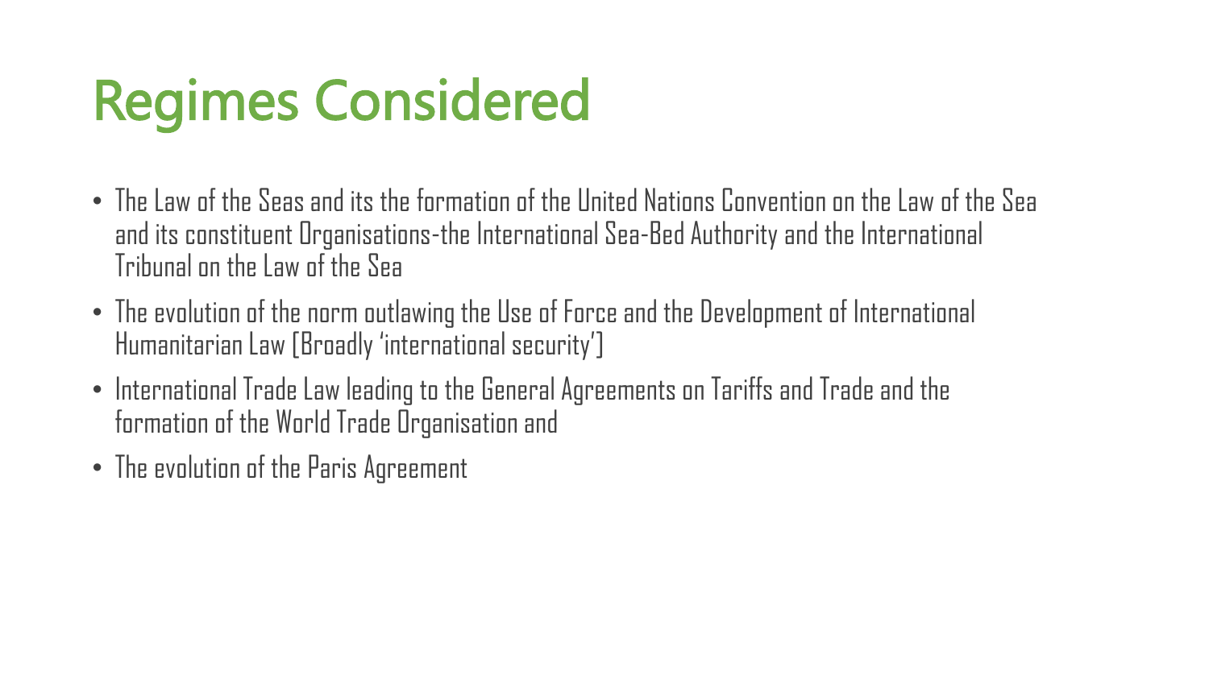# Regimes Considered

- The Law of the Seas and its the formation of the United Nations Convention on the Law of the Sea and its constituent Organisations-the International Sea-Bed Authority and the International Tribunal on the Law of the Sea
- The evolution of the norm outlawing the Use of Force and the Development of International Humanitarian Law [Broadly 'international security']
- International Trade Law leading to the General Agreements on Tariffs and Trade and the formation of the World Trade Organisation and
- The evolution of the Paris Agreement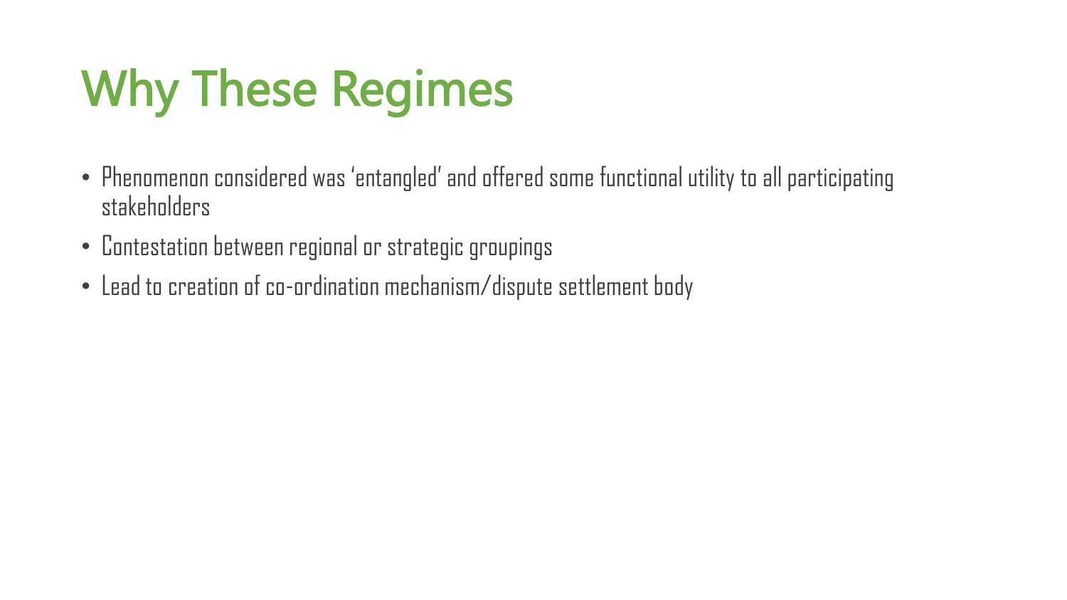# Why These Regimes

- Phenomenon considered was 'entangled' and offered some functional utility to all participating stakeholders
- Contestation between regional or strategic groupings
- Lead to creation of co-ordination mechanism/dispute settlement body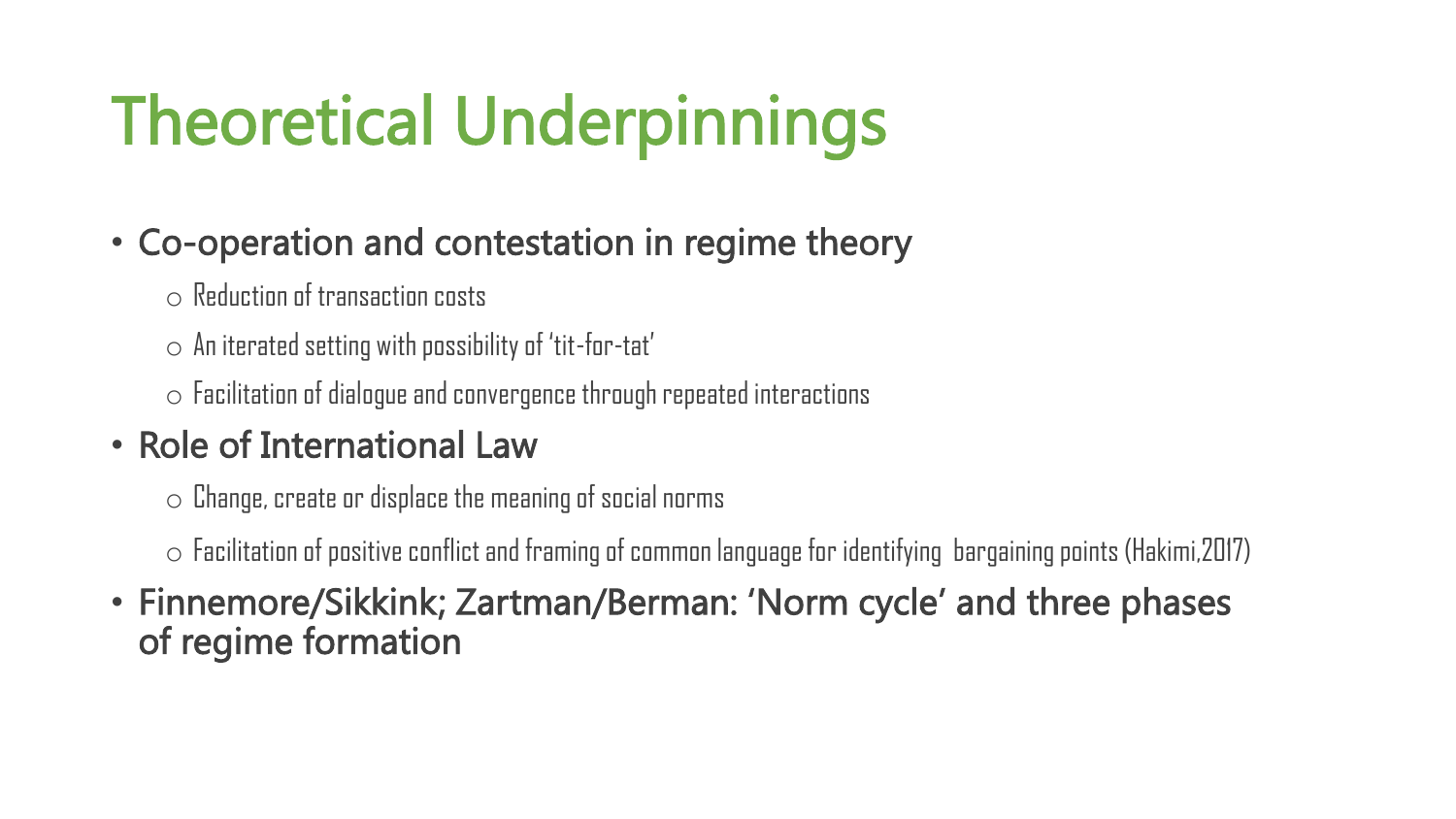# Theoretical Underpinnings

- Co-operation and contestation in regime theory
  - Reduction of transaction costs
  - An iterated setting with possibility of 'tit-for-tat'
  - Facilitation of dialogue and convergence through repeated interactions
- Role of International Law
  - Change, create or displace the meaning of social norms
  - Facilitation of positive conflict and framing of common language for identifying bargaining points (Hakimi,2017)
- Finnemore/Sikkink; Zartman/Berman: 'Norm cycle' and three phases of regime formation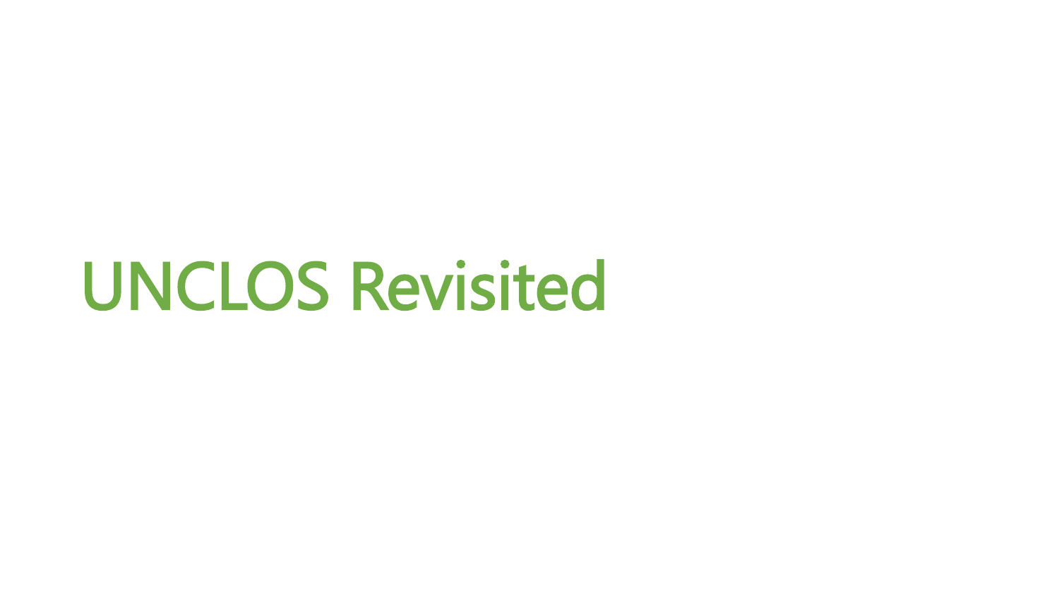# UNCLOS Revisited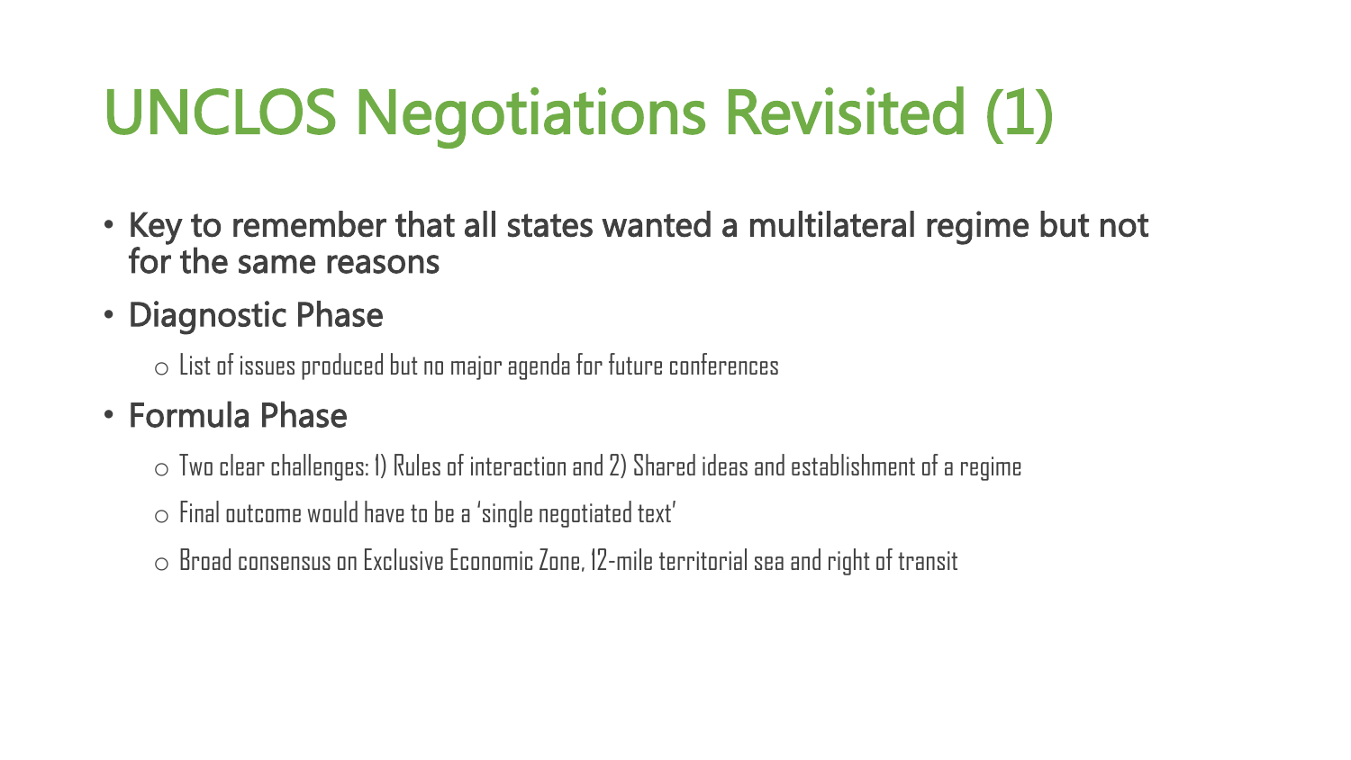# UNCLOS Negotiations Revisited (1)

- Key to remember that all states wanted a multilateral regime but not for the same reasons
- Diagnostic Phase
  - List of issues produced but no major agenda for future conferences
- Formula Phase
  - Two clear challenges: 1) Rules of interaction and 2) Shared ideas and establishment of a regime
  - Final outcome would have to be a 'single negotiated text'
  - Broad consensus on Exclusive Economic Zone, 12-mile territorial sea and right of transit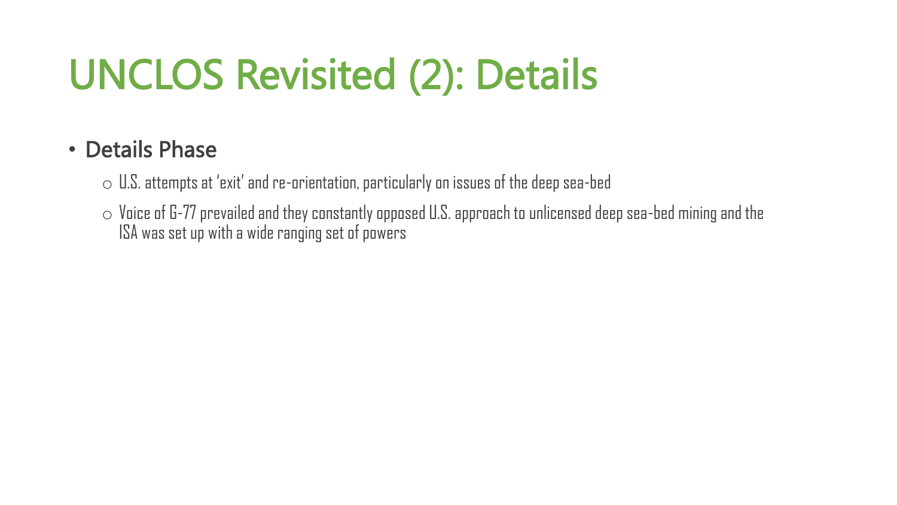# UNCLOS Revisited (2): Details

- **Details Phase**
  - U.S. attempts at 'exit' and re-orientation, particularly on issues of the deep sea-bed
  - Voice of G-77 prevailed and they constantly opposed U.S. approach to unlicensed deep sea-bed mining and the ISA was set up with a wide ranging set of powers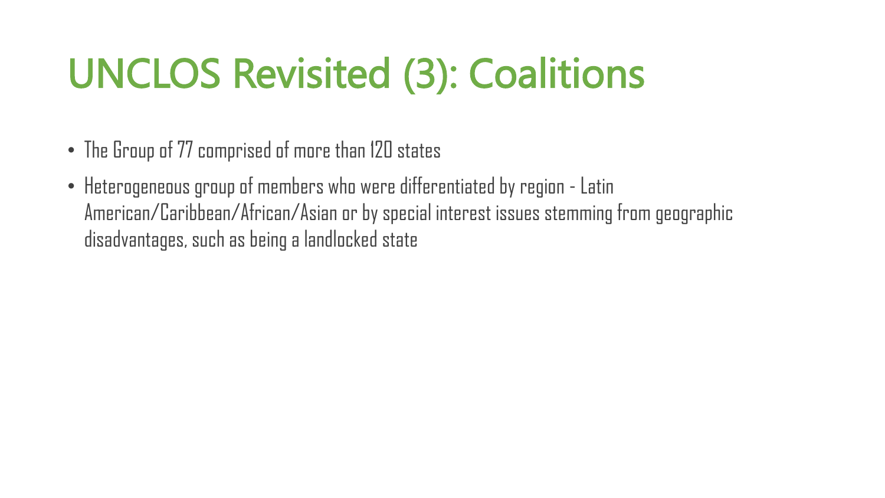# UNCLOS Revisited (3): Coalitions

- The Group of 77 comprised of more than 120 states
- Heterogeneous group of members who were differentiated by region - Latin American/Caribbean/African/Asian or by special interest issues stemming from geographic disadvantages, such as being a landlocked state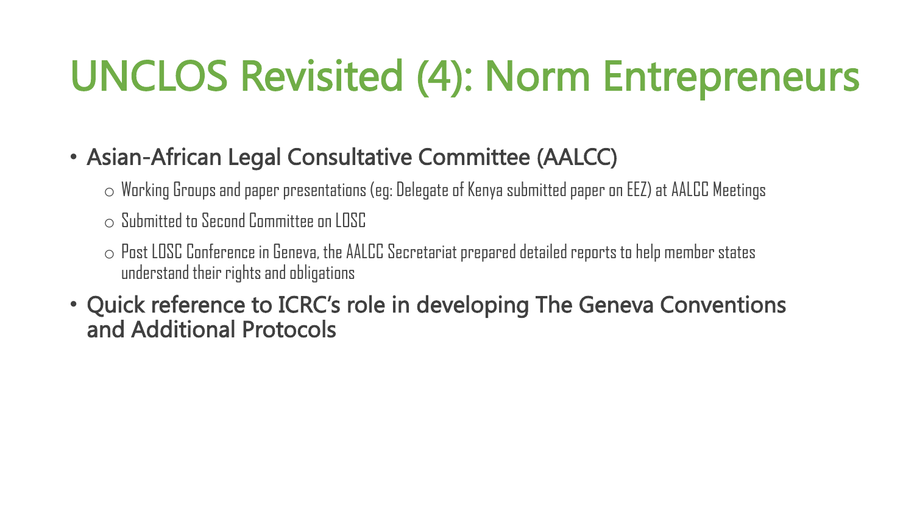# UNCLOS Revisited (4): Norm Entrepreneurs

- Asian-African Legal Consultative Committee (AALCC)
  - Working Groups and paper presentations (eg: Delegate of Kenya submitted paper on EEZ) at AALCC Meetings
  - Submitted to Second Committee on LOSC
  - Post LOSC Conference in Geneva, the AALCC Secretariat prepared detailed reports to help member states understand their rights and obligations
- Quick reference to ICRC's role in developing The Geneva Conventions and Additional Protocols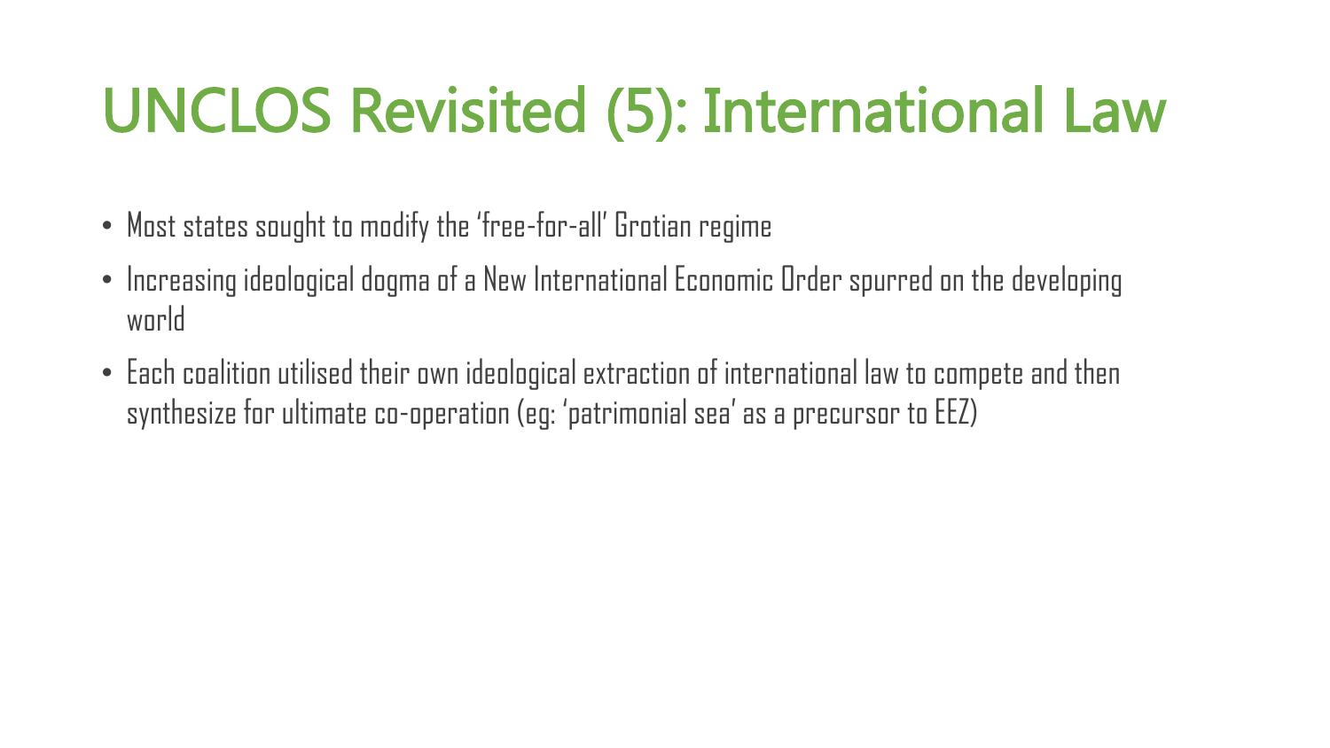# UNCLOS Revisited (5): International Law

- Most states sought to modify the ‘free-for-all’ Grotian regime
- Increasing ideological dogma of a New International Economic Order spurred on the developing world
- Each coalition utilised their own ideological extraction of international law to compete and then synthesize for ultimate co-operation (eg: ‘patrimonial sea’ as a precursor to EEZ)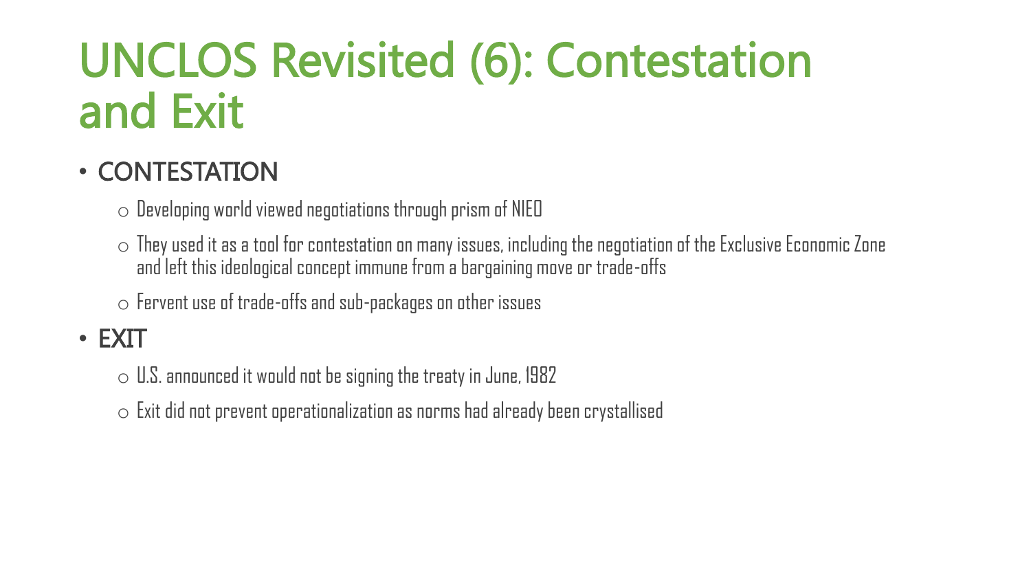# UNCLOS Revisited (6): Contestation and Exit

- CONTESTATION
  - Developing world viewed negotiations through prism of NIEO
  - They used it as a tool for contestation on many issues, including the negotiation of the Exclusive Economic Zone and left this ideological concept immune from a bargaining move or trade-offs
  - Fervent use of trade-offs and sub-packages on other issues
- EXIT
  - U.S. announced it would not be signing the treaty in June, 1982
  - Exit did not prevent operationalization as norms had already been crystallised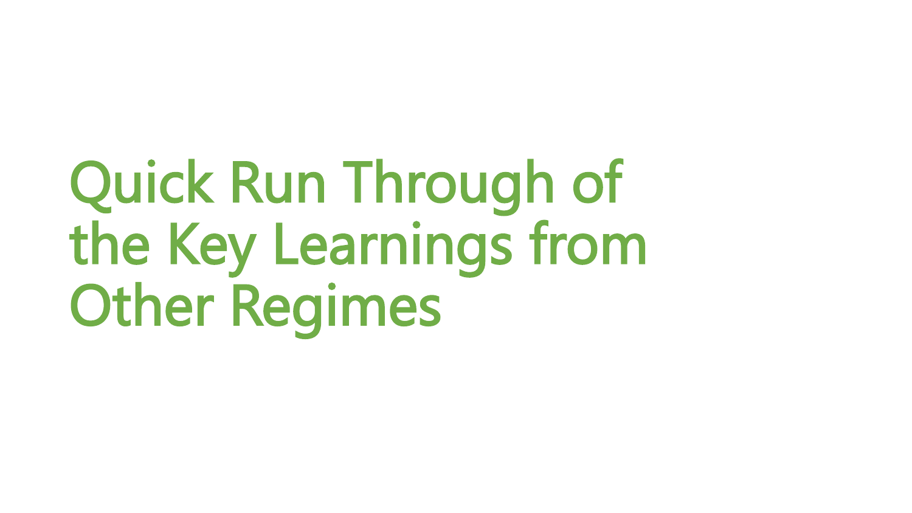# Quick Run Through of the Key Learnings from Other Regimes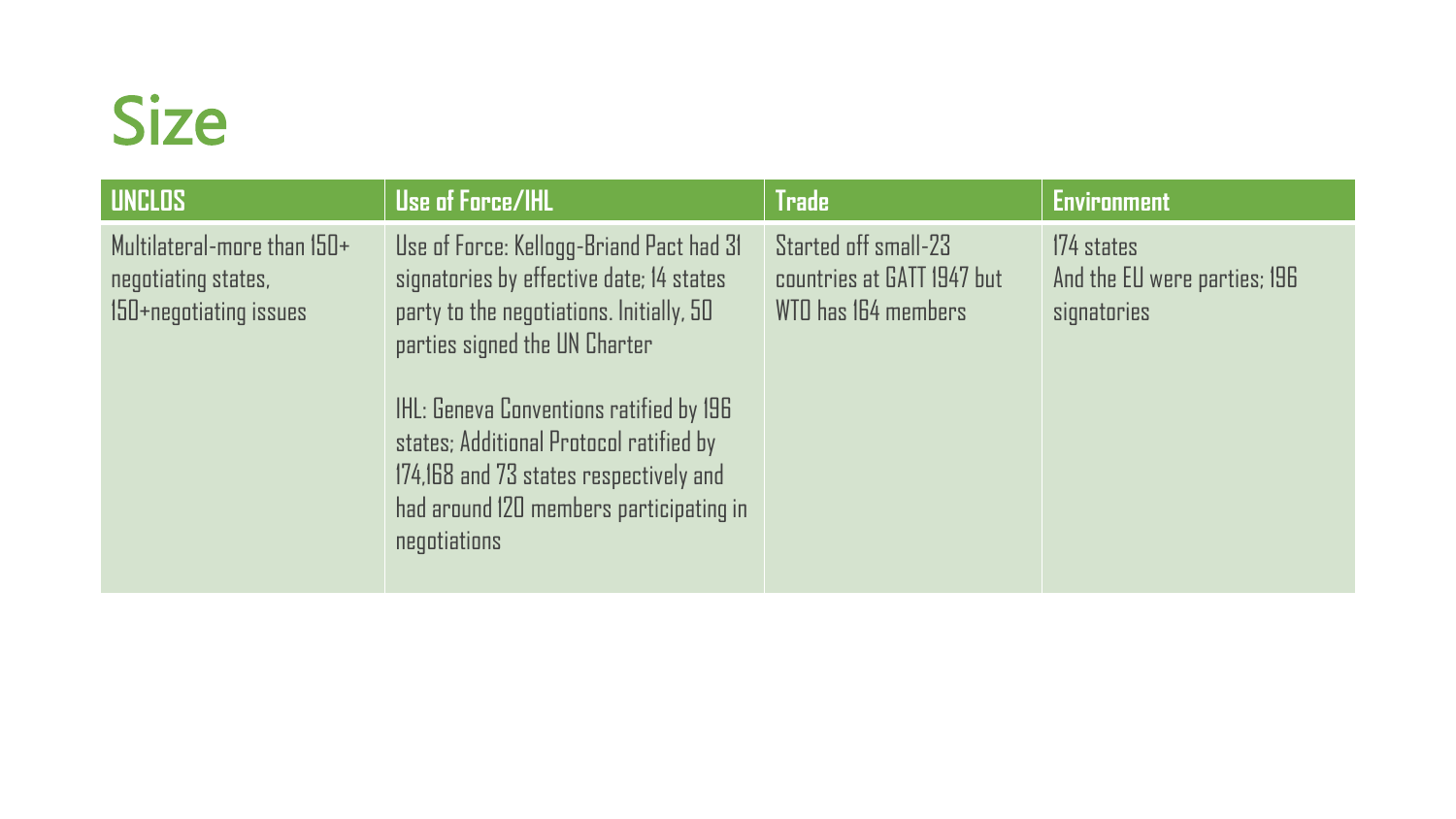# Size

| UNCLOS | Use of Force/IHL | Trade | Environment |
|---|---|---|---|
| Multilateral-more than 150+ negotiating states, 150+negotiating issues | Use of Force: Kellogg-Briand Pact had 31 signatories by effective date; 14 states party to the negotiations. Initially, 50 parties signed the UN Charter<br><br>IHL: Geneva Conventions ratified by 196 states; Additional Protocol ratified by 174,168 and 73 states respectively and had around 120 members participating in negotiations | Started off small-23 countries at GATT 1947 but WTO has 164 members | 174 states And the EU were parties; 196 signatories |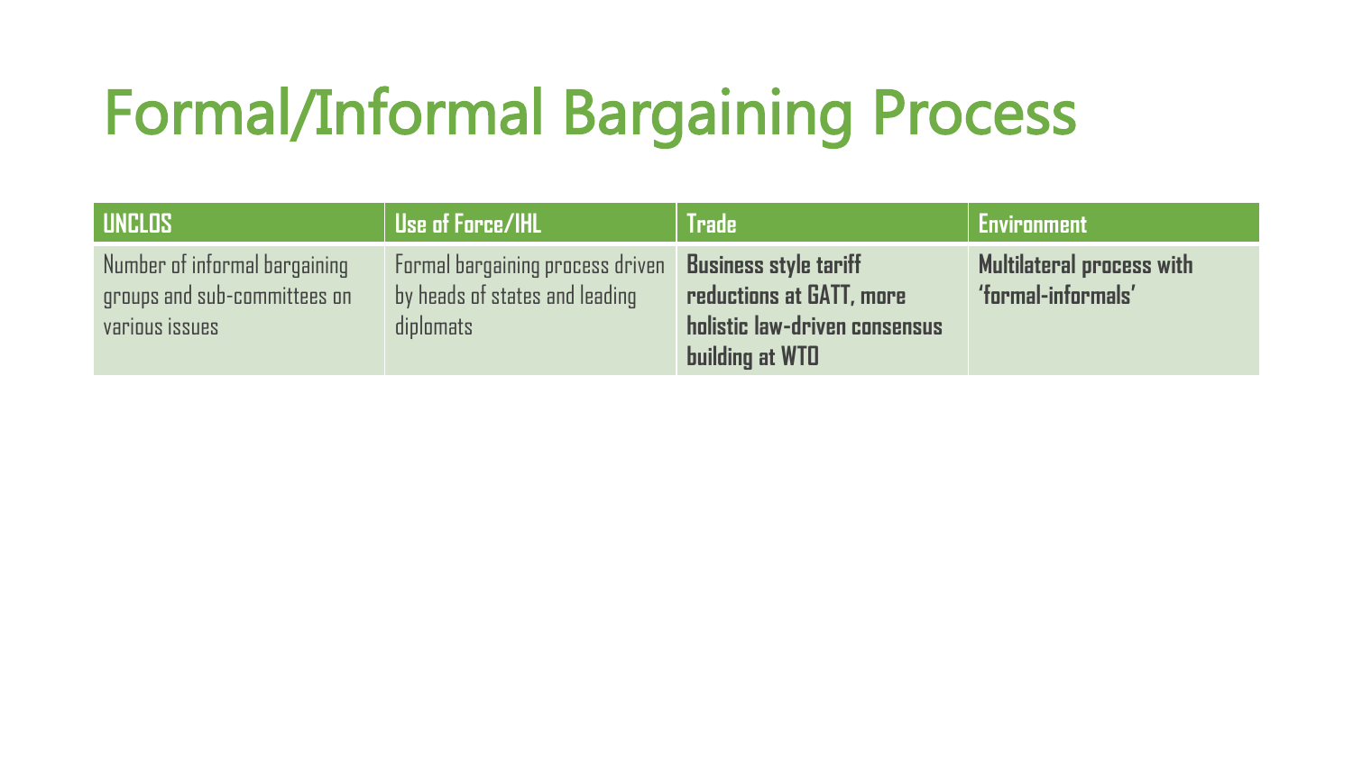# Formal/Informal Bargaining Process

| UNCLOS | Use of Force/IHL | Trade | Environment |
|---|---|---|---|
| Number of informal bargaining groups and sub-committees on various issues | Formal bargaining process driven by heads of states and leading diplomats | **Business style tariff reductions at GATT, more holistic law-driven consensus building at WTO** | **Multilateral process with 'formal-informals'** |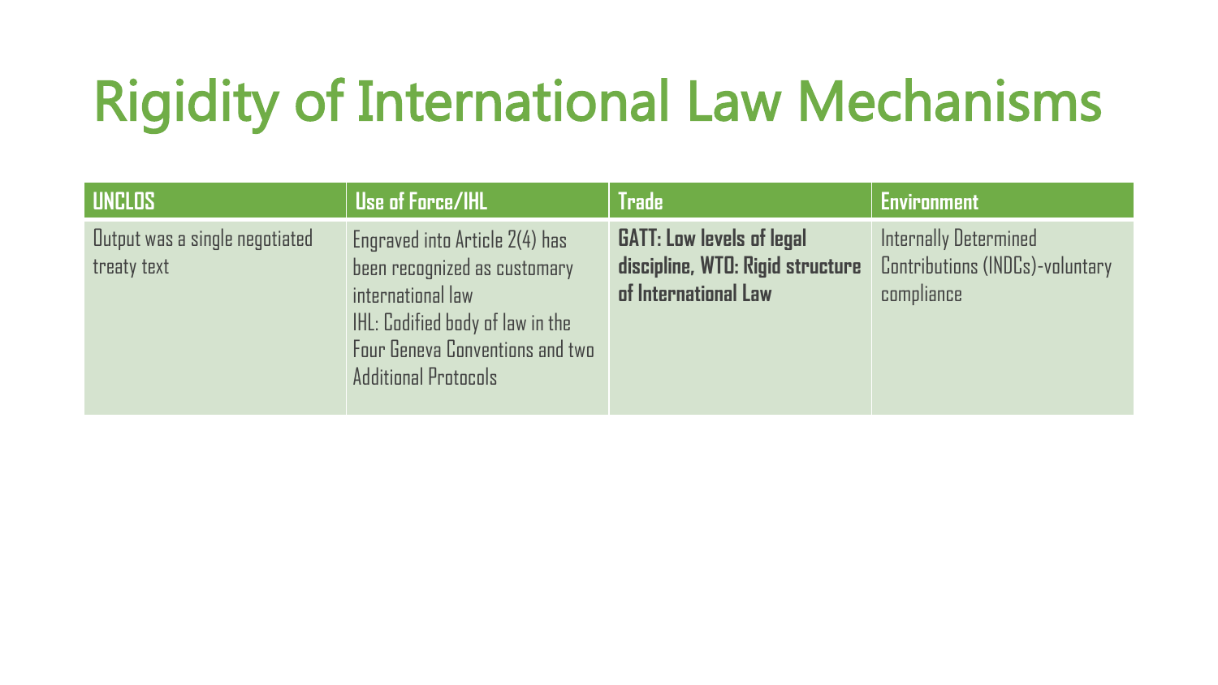# Rigidity of International Law Mechanisms

| UNCLOS | Use of Force/IHL | Trade | Environment |
|---|---|---|---|
| Output was a single negotiated treaty text | Engraved into Article 2(4) has been recognized as customary international law<br>IHL: Codified body of law in the Four Geneva Conventions and two Additional Protocols | **GATT: Low levels of legal discipline, WTO: Rigid structure of International Law** | Internally Determined Contributions (INDCs)-voluntary compliance |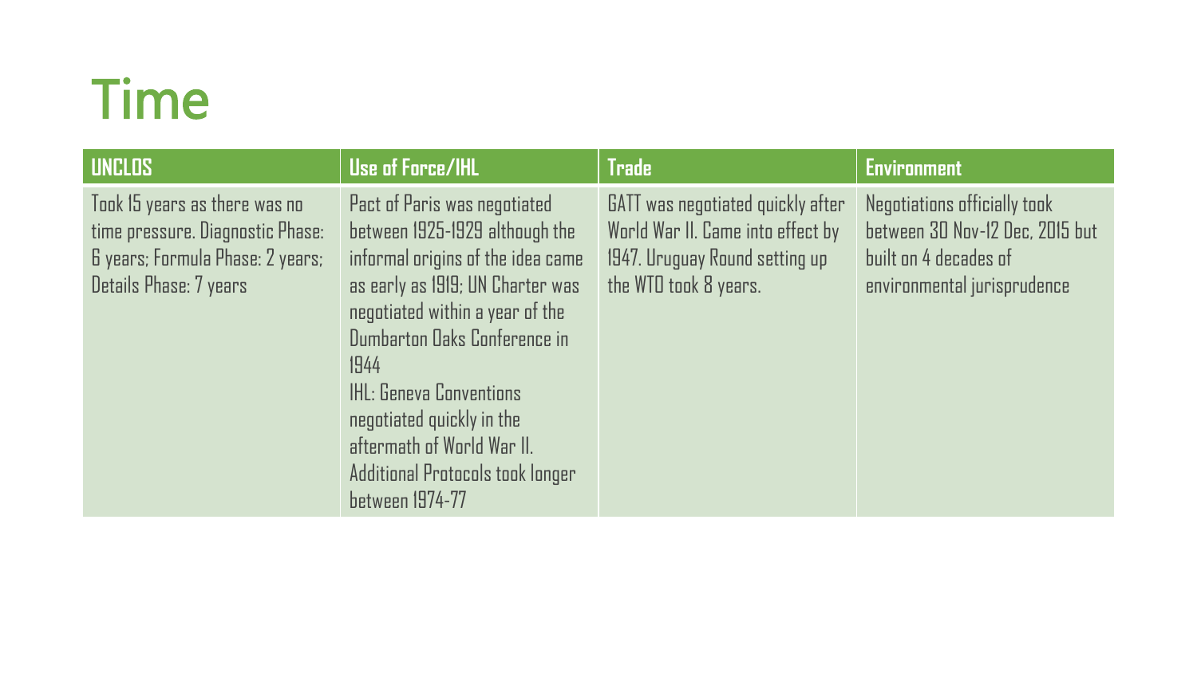# Time

| UNCLOS | Use of Force/IHL | Trade | Environment |
| --- | --- | --- | --- |
| Took 15 years as there was no time pressure. Diagnostic Phase: 6 years; Formula Phase: 2 years; Details Phase: 7 years | Pact of Paris was negotiated between 1925-1929 although the informal origins of the idea came as early as 1919; UN Charter was negotiated within a year of the Dumbarton Oaks Conference in 1944<br>IHL: Geneva Conventions negotiated quickly in the aftermath of World War II. Additional Protocols took longer between 1974-77 | GATT was negotiated quickly after World War II. Came into effect by 1947. Uruguay Round setting up the WTO took 8 years. | Negotiations officially took between 30 Nov-12 Dec, 2015 but built on 4 decades of environmental jurisprudence |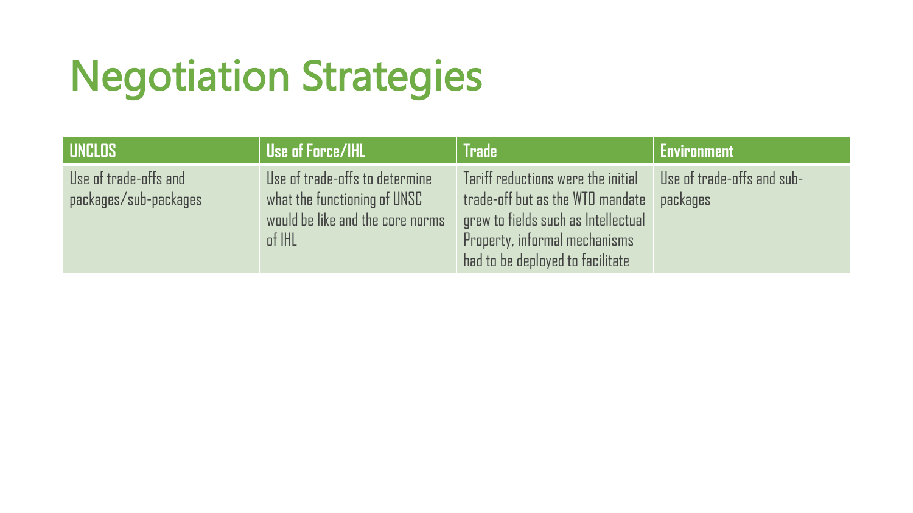# Negotiation Strategies

| UNCLOS | Use of Force/IHL | Trade | Environment |
|---|---|---|---|
| Use of trade-offs and packages/sub-packages | Use of trade-offs to determine what the functioning of UNSC would be like and the core norms of IHL | Tariff reductions were the initial trade-off but as the WTO mandate grew to fields such as Intellectual Property, informal mechanisms had to be deployed to facilitate | Use of trade-offs and sub-packages |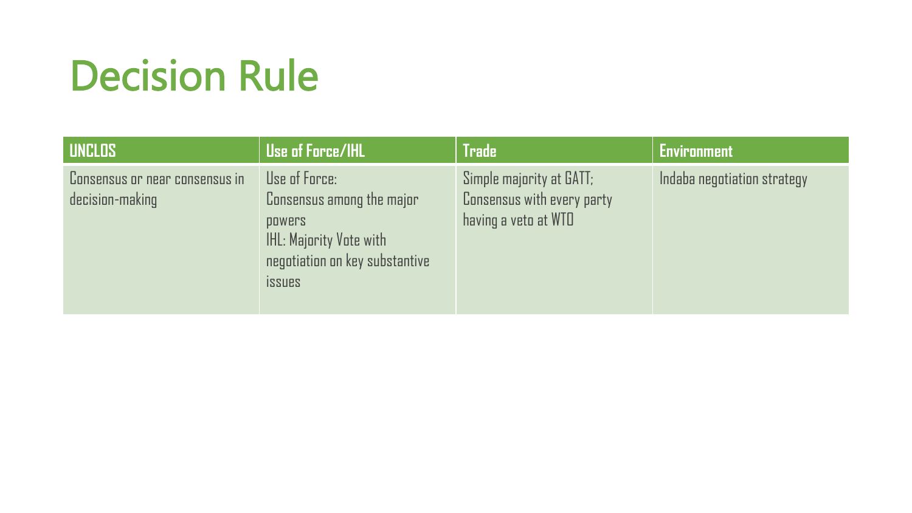# Decision Rule

| UNCLOS | Use of Force/IHL | Trade | Environment |
|---|---|---|---|
| Consensus or near consensus in decision-making | Use of Force: Consensus among the major powers<br>IHL: Majority Vote with negotiation on key substantive issues | Simple majority at GATT; Consensus with every party having a veto at WTO | Indaba negotiation strategy |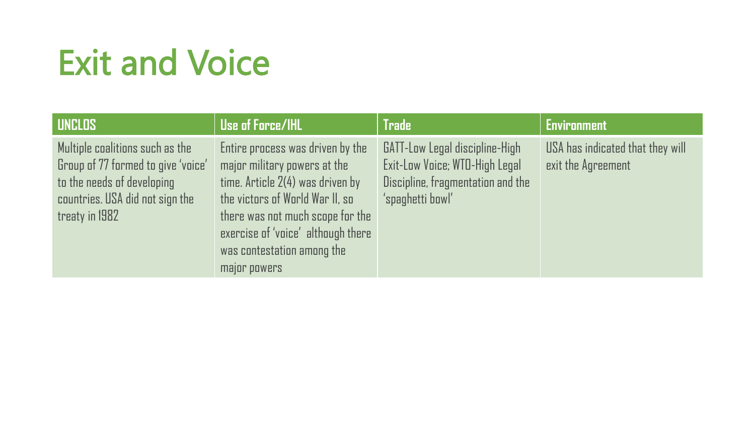# Exit and Voice

| UNCLOS | Use of Force/IHL | Trade | Environment |
|---|---|---|---|
| Multiple coalitions such as the Group of 77 formed to give 'voice' to the needs of developing countries. USA did not sign the treaty in 1982 | Entire process was driven by the major military powers at the time. Article 2(4) was driven by the victors of World War II, so there was not much scope for the exercise of 'voice' although there was contestation among the major powers | GATT-Low Legal discipline-High Exit-Low Voice; WTO-High Legal Discipline, fragmentation and the 'spaghetti bowl' | USA has indicated that they will exit the Agreement |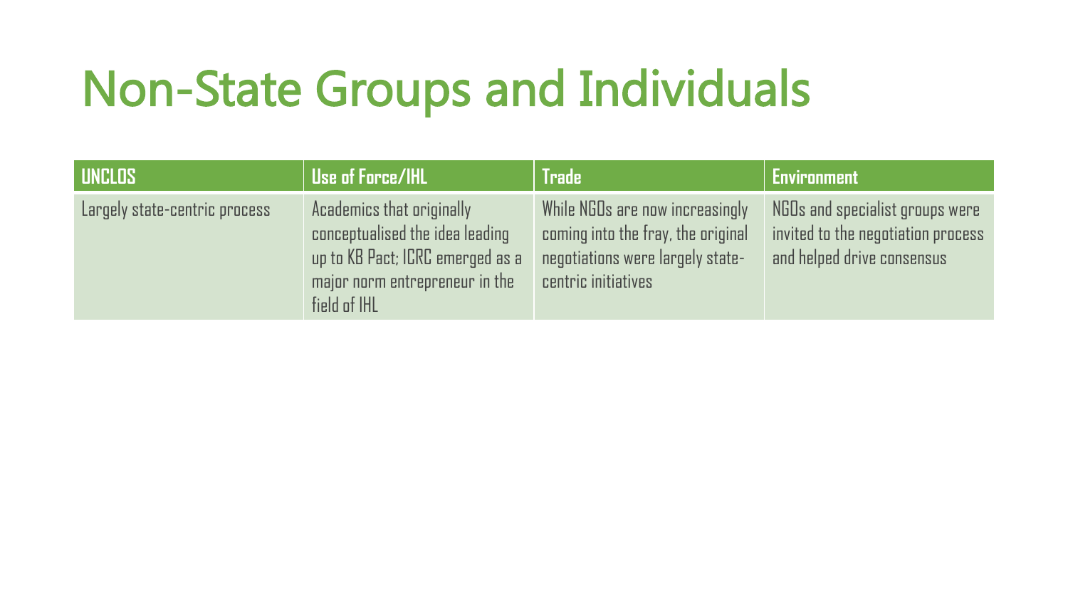# Non-State Groups and Individuals

| UNCLOS | Use of Force/IHL | Trade | Environment |
| --- | --- | --- | --- |
| Largely state-centric process | Academics that originally conceptualised the idea leading up to KB Pact; ICRC emerged as a major norm entrepreneur in the field of IHL | While NGOs are now increasingly coming into the fray, the original negotiations were largely state-centric initiatives | NGOs and specialist groups were invited to the negotiation process and helped drive consensus |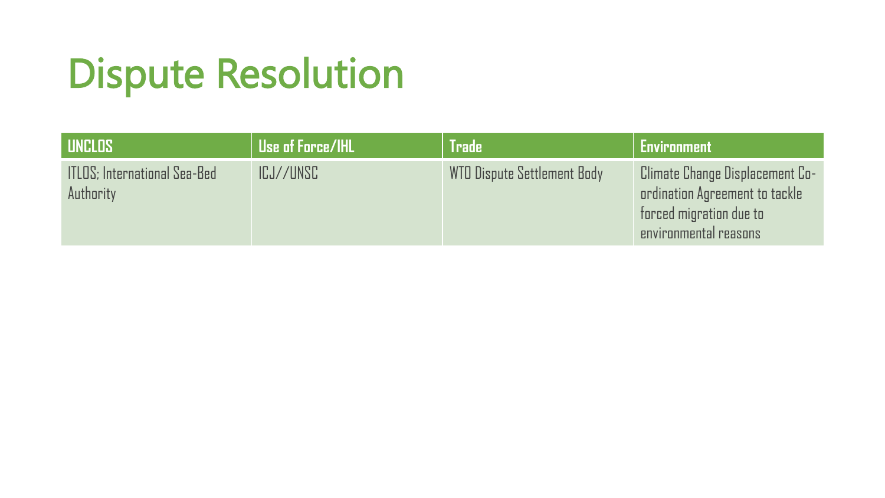# Dispute Resolution

| UNCLOS | Use of Force/IHL | Trade | Environment |
| --- | --- | --- | --- |
| ITLOS; International Sea-Bed Authority | ICJ//UNSC | WTO Dispute Settlement Body | Climate Change Displacement Co-ordination Agreement to tackle forced migration due to environmental reasons |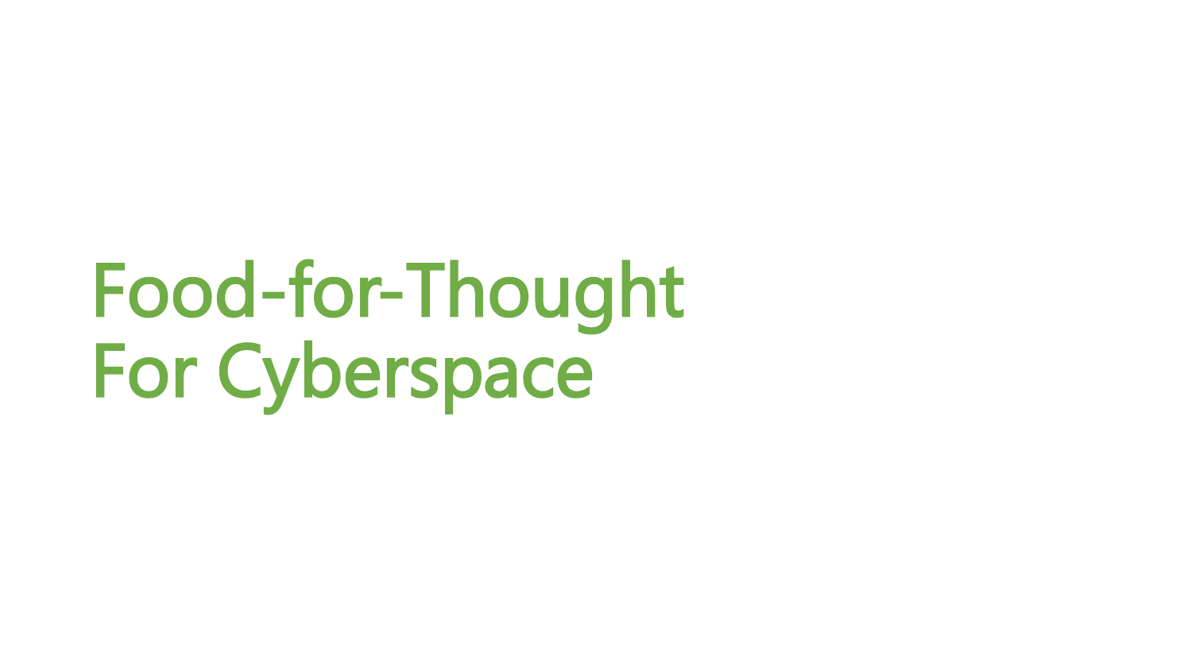# Food-for-Thought For Cyberspace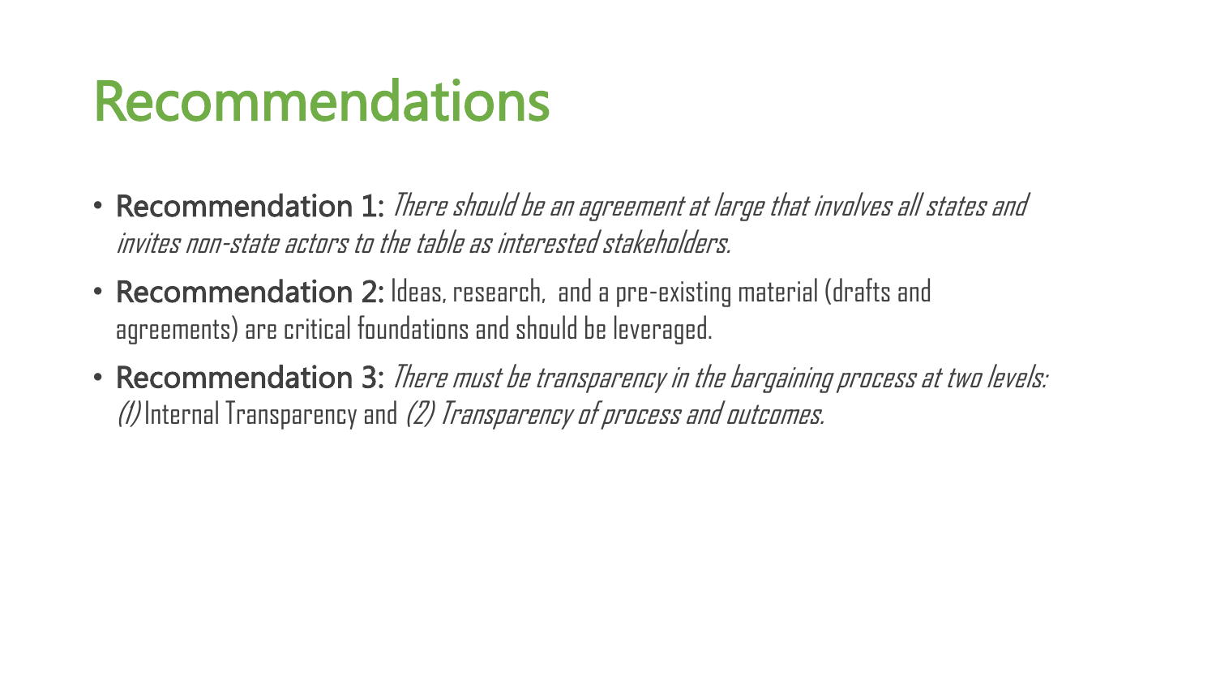# Recommendations

- **Recommendation 1:** *There should be an agreement at large that involves all states and invites non-state actors to the table as interested stakeholders.*
- **Recommendation 2:** Ideas, research,  and a pre-existing material (drafts and agreements) are critical foundations and should be leveraged.
- **Recommendation 3:** *There must be transparency in the bargaining process at two levels: (1)* Internal Transparency and *(2) Transparency of process and outcomes.*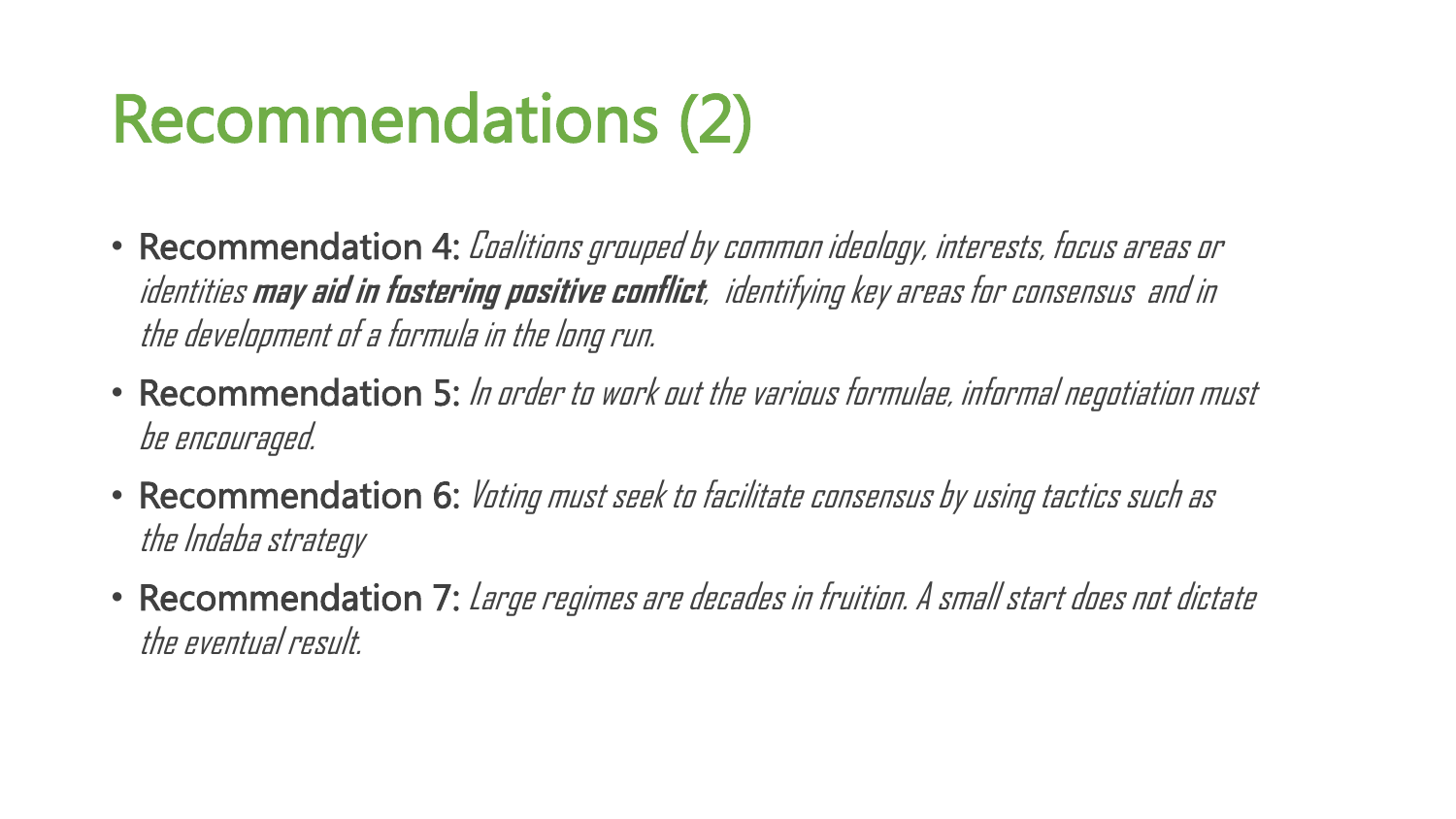# Recommendations (2)

- Recommendation 4: *Coalitions grouped by common ideology, interests, focus areas or identities* ***may aid in fostering positive conflict****, identifying key areas for consensus and in the development of a formula in the long run.*
- Recommendation 5: *In order to work out the various formulae, informal negotiation must be encouraged.*
- Recommendation 6: *Voting must seek to facilitate consensus by using tactics such as the Indaba strategy*
- Recommendation 7: *Large regimes are decades in fruition. A small start does not dictate the eventual result.*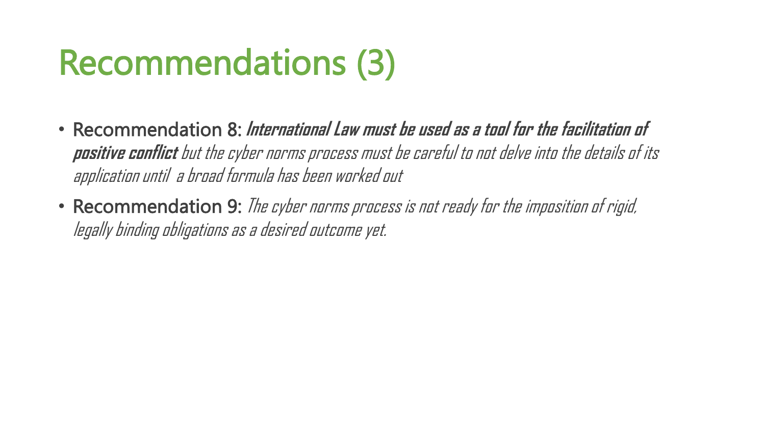# Recommendations (3)

- Recommendation 8: ***International Law must be used as a tool for the facilitation of positive conflict*** *but the cyber norms process must be careful to not delve into the details of its application until a broad formula has been worked out*
- Recommendation 9: *The cyber norms process is not ready for the imposition of rigid, legally binding obligations as a desired outcome yet.*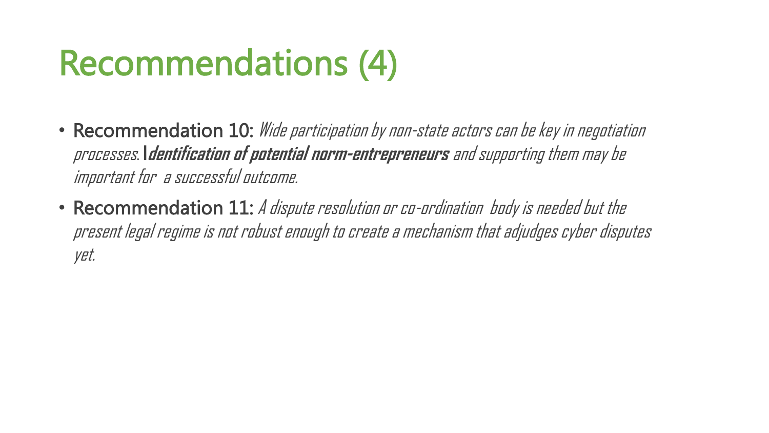# Recommendations (4)

- **Recommendation 10:** *Wide participation by non-state actors can be key in negotiation processes.* ***Identification of potential norm-entrepreneurs*** *and supporting them may be important for a successful outcome.*
- **Recommendation 11:** *A dispute resolution or co-ordination body is needed but the present legal regime is not robust enough to create a mechanism that adjudges cyber disputes yet.*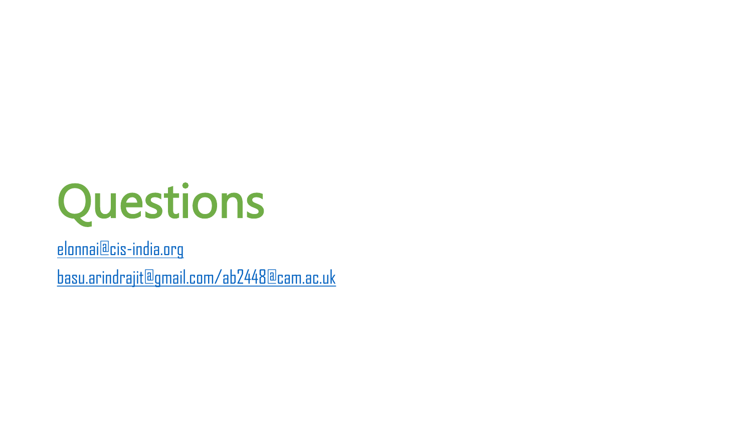# Questions

elonnai@cis-india.org

basu.arindrajit@gmail.com/ab2448@cam.ac.uk